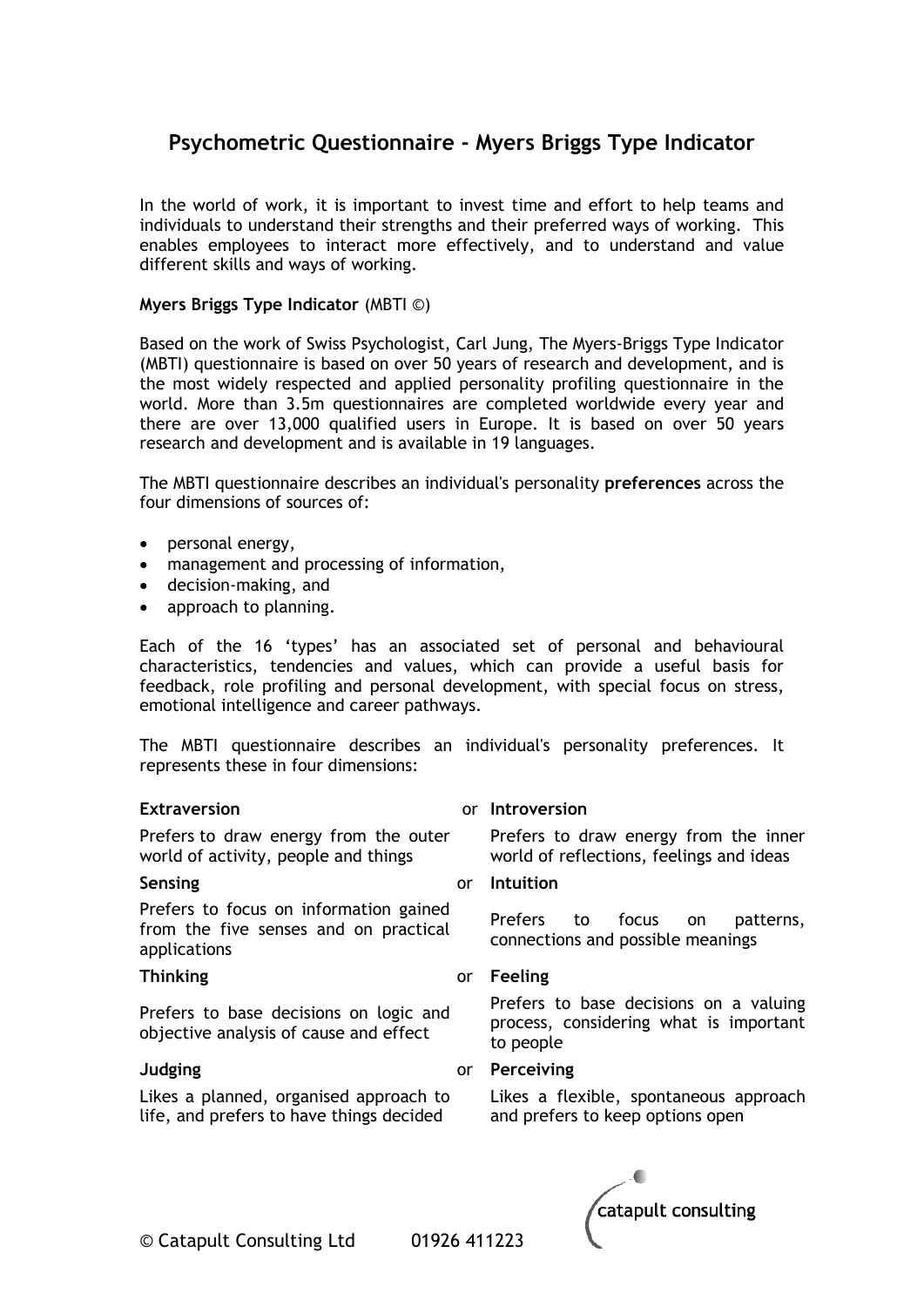# Psychometric Questionnaire - Myers Briggs Type Indicator

In the world of work, it is important to invest time and effort to help teams and individuals to understand their strengths and their preferred ways of working. This enables employees to interact more effectively, and to understand and value different skills and ways of working.

**Myers Briggs Type Indicator** (MBTI ©)

Based on the work of Swiss Psychologist, Carl Jung, The Myers-Briggs Type Indicator (MBTI) questionnaire is based on over 50 years of research and development, and is the most widely respected and applied personality profiling questionnaire in the world. More than 3.5m questionnaires are completed worldwide every year and there are over 13,000 qualified users in Europe. It is based on over 50 years research and development and is available in 19 languages.

The MBTI questionnaire describes an individual's personality **preferences** across the four dimensions of sources of:

- personal energy,
- management and processing of information,
- decision-making, and
- approach to planning.

Each of the 16 'types' has an associated set of personal and behavioural characteristics, tendencies and values, which can provide a useful basis for feedback, role profiling and personal development, with special focus on stress, emotional intelligence and career pathways.

The MBTI questionnaire describes an individual's personality preferences. It represents these in four dimensions:

| | | |
|---|---|---|
| **Extraversion** | or | **Introversion** |
| Prefers to draw energy from the outer world of activity, people and things | | Prefers to draw energy from the inner world of reflections, feelings and ideas |
| **Sensing** | or | **Intuition** |
| Prefers to focus on information gained from the five senses and on practical applications | | Prefers to focus on patterns, connections and possible meanings |
| **Thinking** | or | **Feeling** |
| Prefers to base decisions on logic and objective analysis of cause and effect | | Prefers to base decisions on a valuing process, considering what is important to people |
| **Judging** | or | **Perceiving** |
| Likes a planned, organised approach to life, and prefers to have things decided | | Likes a flexible, spontaneous approach and prefers to keep options open |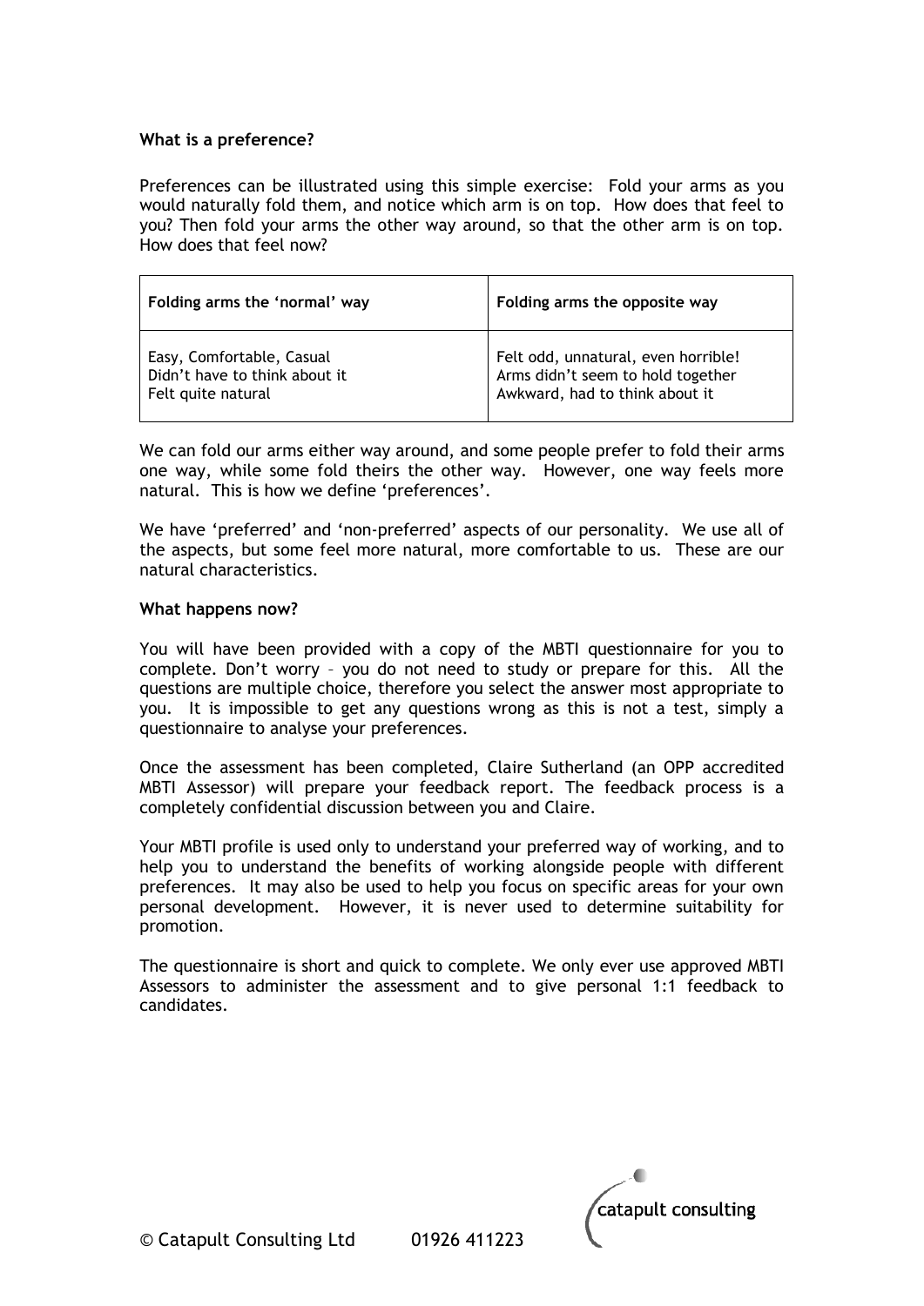**What is a preference?**

Preferences can be illustrated using this simple exercise: Fold your arms as you would naturally fold them, and notice which arm is on top. How does that feel to you? Then fold your arms the other way around, so that the other arm is on top. How does that feel now?

| Folding arms the 'normal' way | Folding arms the opposite way |
|---|---|
| Easy, Comfortable, Casual<br>Didn't have to think about it<br>Felt quite natural | Felt odd, unnatural, even horrible!<br>Arms didn't seem to hold together<br>Awkward, had to think about it |

We can fold our arms either way around, and some people prefer to fold their arms one way, while some fold theirs the other way. However, one way feels more natural. This is how we define 'preferences'.

We have 'preferred' and 'non-preferred' aspects of our personality. We use all of the aspects, but some feel more natural, more comfortable to us. These are our natural characteristics.

**What happens now?**

You will have been provided with a copy of the MBTI questionnaire for you to complete. Don't worry – you do not need to study or prepare for this. All the questions are multiple choice, therefore you select the answer most appropriate to you. It is impossible to get any questions wrong as this is not a test, simply a questionnaire to analyse your preferences.

Once the assessment has been completed, Claire Sutherland (an OPP accredited MBTI Assessor) will prepare your feedback report. The feedback process is a completely confidential discussion between you and Claire.

Your MBTI profile is used only to understand your preferred way of working, and to help you to understand the benefits of working alongside people with different preferences. It may also be used to help you focus on specific areas for your own personal development. However, it is never used to determine suitability for promotion.

The questionnaire is short and quick to complete. We only ever use approved MBTI Assessors to administer the assessment and to give personal 1:1 feedback to candidates.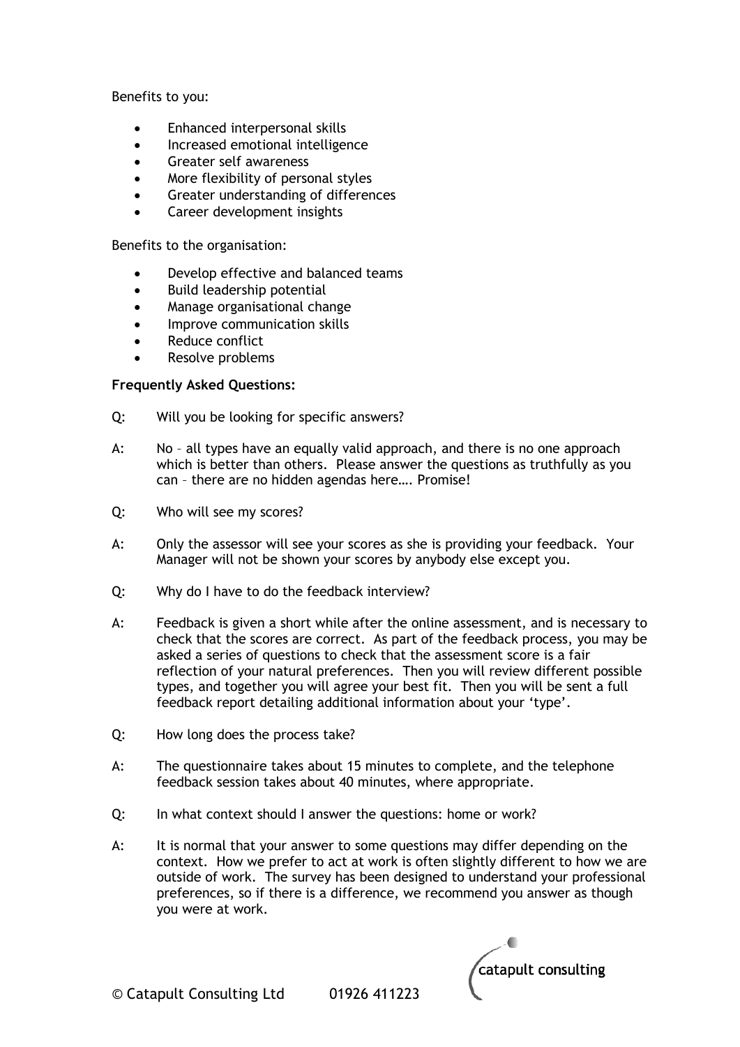Benefits to you:

- Enhanced interpersonal skills
- Increased emotional intelligence
- Greater self awareness
- More flexibility of personal styles
- Greater understanding of differences
- Career development insights

Benefits to the organisation:

- Develop effective and balanced teams
- Build leadership potential
- Manage organisational change
- Improve communication skills
- Reduce conflict
- Resolve problems

**Frequently Asked Questions:**

Q: Will you be looking for specific answers?

A: No – all types have an equally valid approach, and there is no one approach which is better than others. Please answer the questions as truthfully as you can – there are no hidden agendas here…. Promise!

Q: Who will see my scores?

A: Only the assessor will see your scores as she is providing your feedback. Your Manager will not be shown your scores by anybody else except you.

Q: Why do I have to do the feedback interview?

A: Feedback is given a short while after the online assessment, and is necessary to check that the scores are correct. As part of the feedback process, you may be asked a series of questions to check that the assessment score is a fair reflection of your natural preferences. Then you will review different possible types, and together you will agree your best fit. Then you will be sent a full feedback report detailing additional information about your 'type'.

Q: How long does the process take?

A: The questionnaire takes about 15 minutes to complete, and the telephone feedback session takes about 40 minutes, where appropriate.

Q: In what context should I answer the questions: home or work?

A: It is normal that your answer to some questions may differ depending on the context. How we prefer to act at work is often slightly different to how we are outside of work. The survey has been designed to understand your professional preferences, so if there is a difference, we recommend you answer as though you were at work.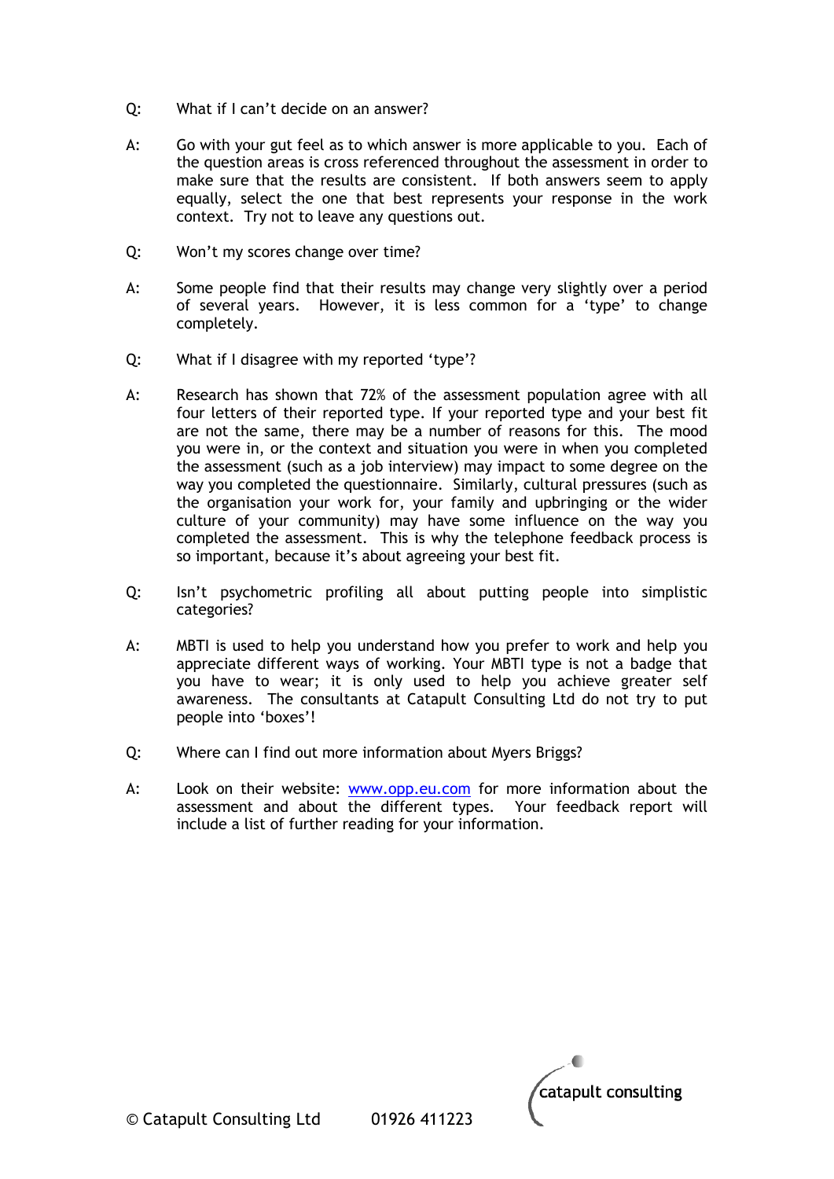Q: What if I can't decide on an answer?

A: Go with your gut feel as to which answer is more applicable to you. Each of the question areas is cross referenced throughout the assessment in order to make sure that the results are consistent. If both answers seem to apply equally, select the one that best represents your response in the work context. Try not to leave any questions out.

Q: Won't my scores change over time?

A: Some people find that their results may change very slightly over a period of several years. However, it is less common for a 'type' to change completely.

Q: What if I disagree with my reported 'type'?

A: Research has shown that 72% of the assessment population agree with all four letters of their reported type. If your reported type and your best fit are not the same, there may be a number of reasons for this. The mood you were in, or the context and situation you were in when you completed the assessment (such as a job interview) may impact to some degree on the way you completed the questionnaire. Similarly, cultural pressures (such as the organisation your work for, your family and upbringing or the wider culture of your community) may have some influence on the way you completed the assessment. This is why the telephone feedback process is so important, because it's about agreeing your best fit.

Q: Isn't psychometric profiling all about putting people into simplistic categories?

A: MBTI is used to help you understand how you prefer to work and help you appreciate different ways of working. Your MBTI type is not a badge that you have to wear; it is only used to help you achieve greater self awareness. The consultants at Catapult Consulting Ltd do not try to put people into 'boxes'!

Q: Where can I find out more information about Myers Briggs?

A: Look on their website: www.opp.eu.com for more information about the assessment and about the different types. Your feedback report will include a list of further reading for your information.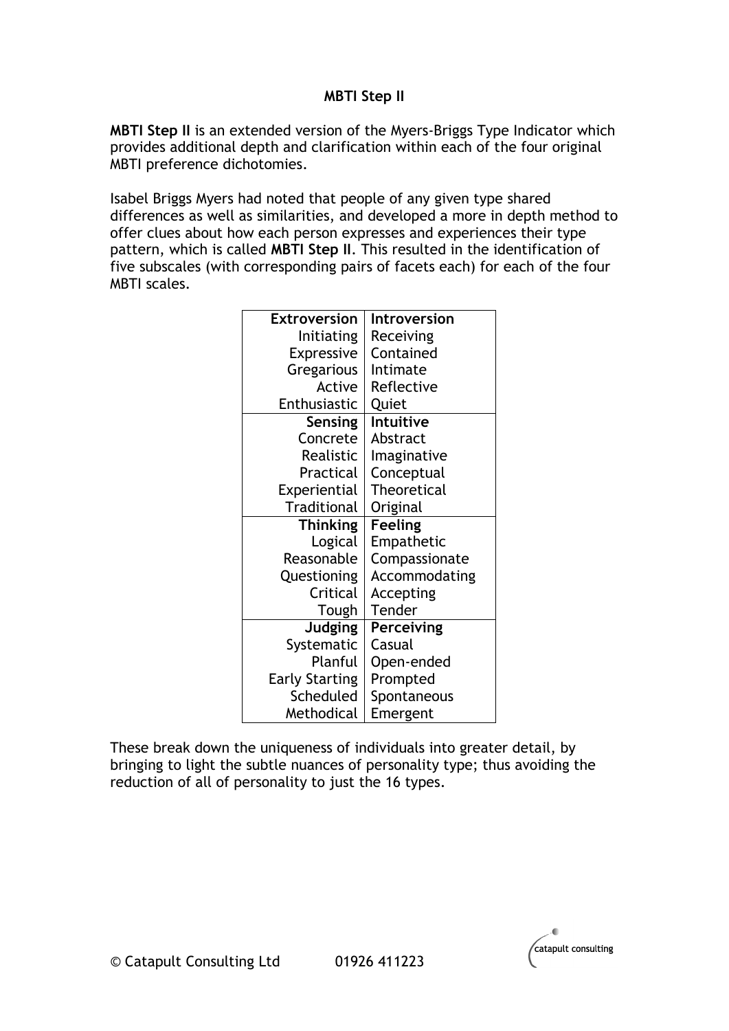# MBTI Step II

**MBTI Step II** is an extended version of the Myers-Briggs Type Indicator which provides additional depth and clarification within each of the four original MBTI preference dichotomies.

Isabel Briggs Myers had noted that people of any given type shared differences as well as similarities, and developed a more in depth method to offer clues about how each person expresses and experiences their type pattern, which is called **MBTI Step II**. This resulted in the identification of five subscales (with corresponding pairs of facets each) for each of the four MBTI scales.

| **Extroversion** | **Introversion** |
|---:|---|
| Initiating | Receiving |
| Expressive | Contained |
| Gregarious | Intimate |
| Active | Reflective |
| Enthusiastic | Quiet |
| **Sensing** | **Intuitive** |
| Concrete | Abstract |
| Realistic | Imaginative |
| Practical | Conceptual |
| Experiential | Theoretical |
| Traditional | Original |
| **Thinking** | **Feeling** |
| Logical | Empathetic |
| Reasonable | Compassionate |
| Questioning | Accommodating |
| Critical | Accepting |
| Tough | Tender |
| **Judging** | **Perceiving** |
| Systematic | Casual |
| Planful | Open-ended |
| Early Starting | Prompted |
| Scheduled | Spontaneous |
| Methodical | Emergent |

These break down the uniqueness of individuals into greater detail, by bringing to light the subtle nuances of personality type; thus avoiding the reduction of all of personality to just the 16 types.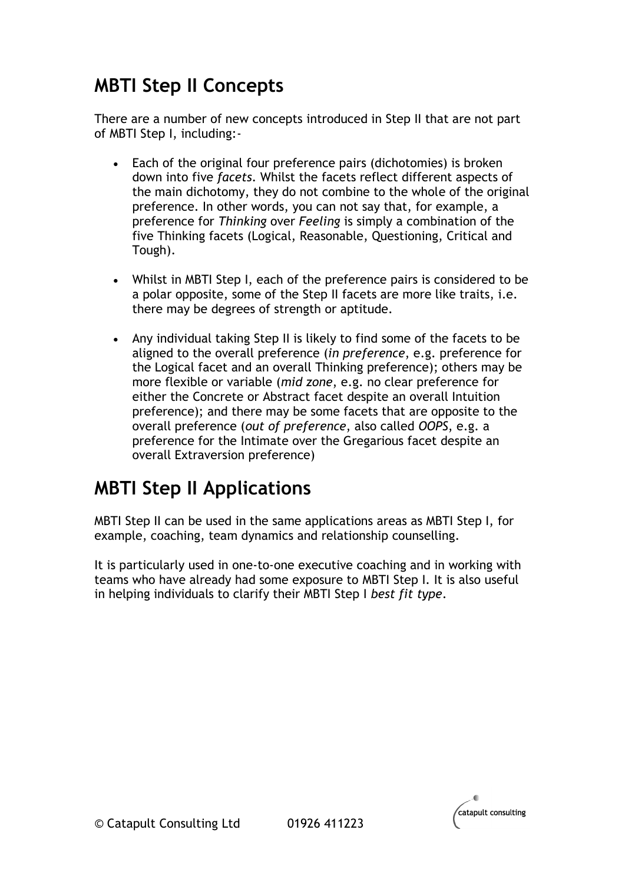## MBTI Step II Concepts

There are a number of new concepts introduced in Step II that are not part of MBTI Step I, including:-

- Each of the original four preference pairs (dichotomies) is broken down into five *facets*. Whilst the facets reflect different aspects of the main dichotomy, they do not combine to the whole of the original preference. In other words, you can not say that, for example, a preference for *Thinking* over *Feeling* is simply a combination of the five Thinking facets (Logical, Reasonable, Questioning, Critical and Tough).

- Whilst in MBTI Step I, each of the preference pairs is considered to be a polar opposite, some of the Step II facets are more like traits, i.e. there may be degrees of strength or aptitude.

- Any individual taking Step II is likely to find some of the facets to be aligned to the overall preference (*in preference*, e.g. preference for the Logical facet and an overall Thinking preference); others may be more flexible or variable (*mid zone*, e.g. no clear preference for either the Concrete or Abstract facet despite an overall Intuition preference); and there may be some facets that are opposite to the overall preference (*out of preference*, also called *OOPS*, e.g. a preference for the Intimate over the Gregarious facet despite an overall Extraversion preference)

## MBTI Step II Applications

MBTI Step II can be used in the same applications areas as MBTI Step I, for example, coaching, team dynamics and relationship counselling.

It is particularly used in one-to-one executive coaching and in working with teams who have already had some exposure to MBTI Step I. It is also useful in helping individuals to clarify their MBTI Step I *best fit type*.